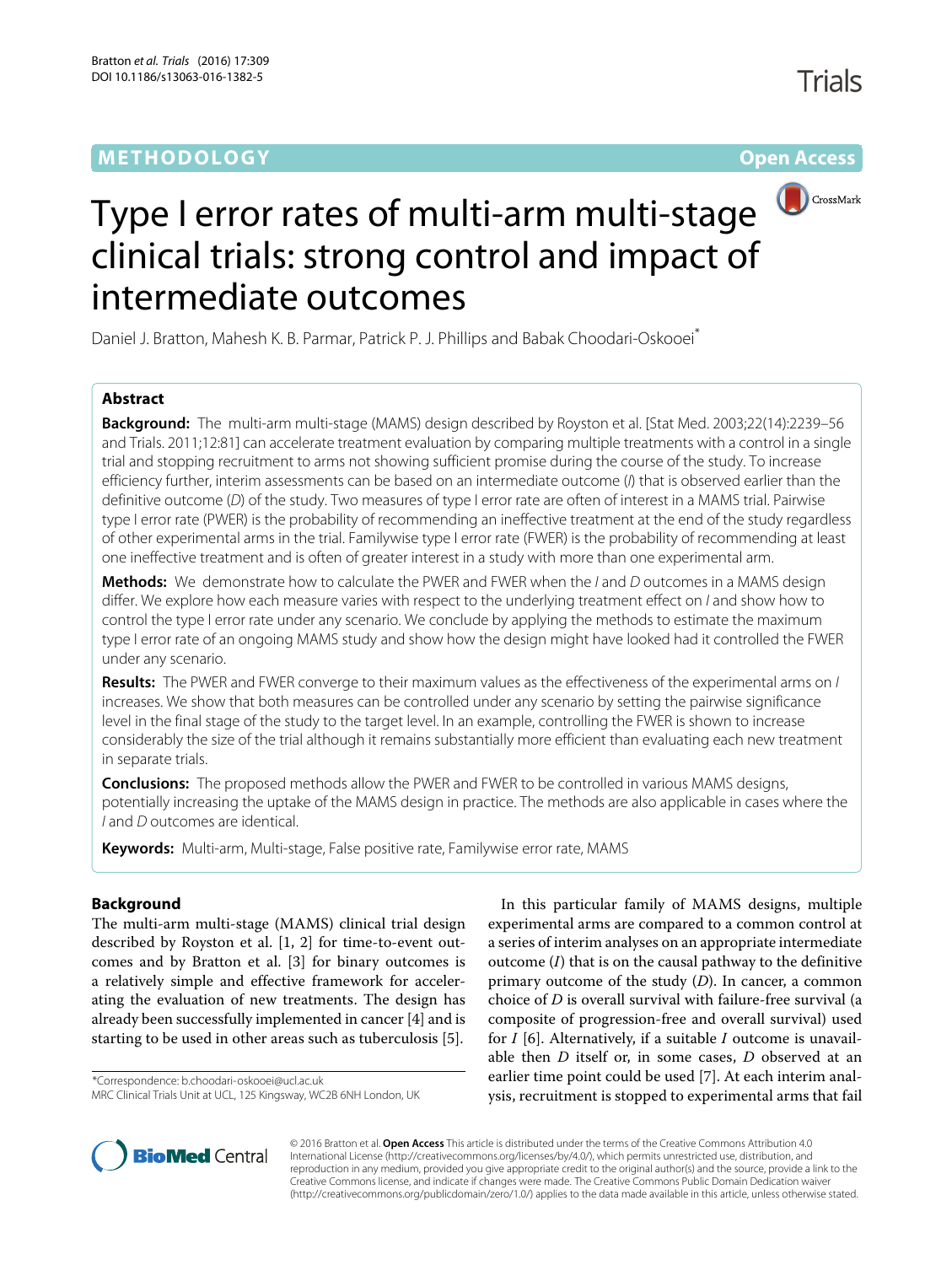METHODOLOGY

Open Access

# Type I error rates of multi-arm multi-stage clinical trials: strong control and impact of intermediate outcomes

Daniel J. Bratton, Mahesh K. B. Parmar, Patrick P. J. Phillips and Babak Choodari-Oskooei*

## Abstract

**Background:** The multi-arm multi-stage (MAMS) design described by Royston et al. [Stat Med. 2003;22(14):2239–56 and Trials. 2011;12:81] can accelerate treatment evaluation by comparing multiple treatments with a control in a single trial and stopping recruitment to arms not showing sufficient promise during the course of the study. To increase efficiency further, interim assessments can be based on an intermediate outcome (*I*) that is observed earlier than the definitive outcome (*D*) of the study. Two measures of type I error rate are often of interest in a MAMS trial. Pairwise type I error rate (PWER) is the probability of recommending an ineffective treatment at the end of the study regardless of other experimental arms in the trial. Familywise type I error rate (FWER) is the probability of recommending at least one ineffective treatment and is often of greater interest in a study with more than one experimental arm.

**Methods:** We demonstrate how to calculate the PWER and FWER when the *I* and *D* outcomes in a MAMS design differ. We explore how each measure varies with respect to the underlying treatment effect on *I* and show how to control the type I error rate under any scenario. We conclude by applying the methods to estimate the maximum type I error rate of an ongoing MAMS study and show how the design might have looked had it controlled the FWER under any scenario.

**Results:** The PWER and FWER converge to their maximum values as the effectiveness of the experimental arms on *I* increases. We show that both measures can be controlled under any scenario by setting the pairwise significance level in the final stage of the study to the target level. In an example, controlling the FWER is shown to increase considerably the size of the trial although it remains substantially more efficient than evaluating each new treatment in separate trials.

**Conclusions:** The proposed methods allow the PWER and FWER to be controlled in various MAMS designs, potentially increasing the uptake of the MAMS design in practice. The methods are also applicable in cases where the *I* and *D* outcomes are identical.

**Keywords:** Multi-arm, Multi-stage, False positive rate, Familywise error rate, MAMS

## Background

The multi-arm multi-stage (MAMS) clinical trial design described by Royston et al. [1, 2] for time-to-event outcomes and by Bratton et al. [3] for binary outcomes is a relatively simple and effective framework for accelerating the evaluation of new treatments. The design has already been successfully implemented in cancer [4] and is starting to be used in other areas such as tuberculosis [5].

*Correspondence: b.choodari-oskooei@ucl.ac.uk
MRC Clinical Trials Unit at UCL, 125 Kingsway, WC2B 6NH London, UK

In this particular family of MAMS designs, multiple experimental arms are compared to a common control at a series of interim analyses on an appropriate intermediate outcome (*I*) that is on the causal pathway to the definitive primary outcome of the study (*D*). In cancer, a common choice of *D* is overall survival with failure-free survival (a composite of progression-free and overall survival) used for *I* [6]. Alternatively, if a suitable *I* outcome is unavailable then *D* itself or, in some cases, *D* observed at an earlier time point could be used [7]. At each interim analysis, recruitment is stopped to experimental arms that fail

© 2016 Bratton et al. **Open Access** This article is distributed under the terms of the Creative Commons Attribution 4.0 International License (http://creativecommons.org/licenses/by/4.0/), which permits unrestricted use, distribution, and reproduction in any medium, provided you give appropriate credit to the original author(s) and the source, provide a link to the Creative Commons license, and indicate if changes were made. The Creative Commons Public Domain Dedication waiver (http://creativecommons.org/publicdomain/zero/1.0/) applies to the data made available in this article, unless otherwise stated.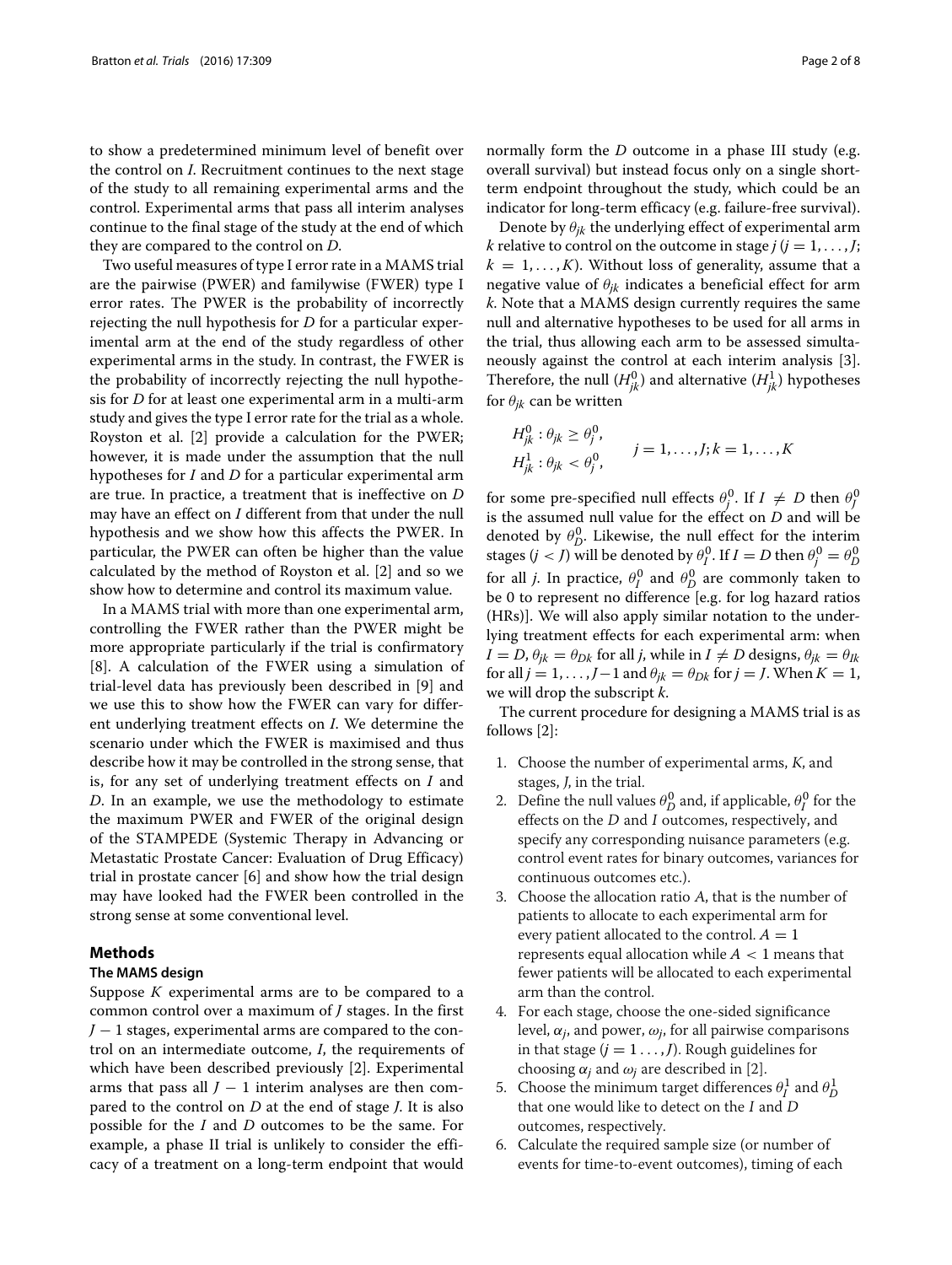to show a predetermined minimum level of benefit over the control on $I$. Recruitment continues to the next stage of the study to all remaining experimental arms and the control. Experimental arms that pass all interim analyses continue to the final stage of the study at the end of which they are compared to the control on $D$.

Two useful measures of type I error rate in a MAMS trial are the pairwise (PWER) and familywise (FWER) type I error rates. The PWER is the probability of incorrectly rejecting the null hypothesis for $D$ for a particular experimental arm at the end of the study regardless of other experimental arms in the study. In contrast, the FWER is the probability of incorrectly rejecting the null hypothesis for $D$ for at least one experimental arm in a multi-arm study and gives the type I error rate for the trial as a whole. Royston et al. [2] provide a calculation for the PWER; however, it is made under the assumption that the null hypotheses for $I$ and $D$ for a particular experimental arm are true. In practice, a treatment that is ineffective on $D$ may have an effect on $I$ different from that under the null hypothesis and we show how this affects the PWER. In particular, the PWER can often be higher than the value calculated by the method of Royston et al. [2] and so we show how to determine and control its maximum value.

In a MAMS trial with more than one experimental arm, controlling the FWER rather than the PWER might be more appropriate particularly if the trial is confirmatory [8]. A calculation of the FWER using a simulation of trial-level data has previously been described in [9] and we use this to show how the FWER can vary for different underlying treatment effects on $I$. We determine the scenario under which the FWER is maximised and thus describe how it may be controlled in the strong sense, that is, for any set of underlying treatment effects on $I$ and $D$. In an example, we use the methodology to estimate the maximum PWER and FWER of the original design of the STAMPEDE (Systemic Therapy in Advancing or Metastatic Prostate Cancer: Evaluation of Drug Efficacy) trial in prostate cancer [6] and show how the trial design may have looked had the FWER been controlled in the strong sense at some conventional level.

## Methods

### The MAMS design

Suppose $K$ experimental arms are to be compared to a common control over a maximum of $J$ stages. In the first $J-1$ stages, experimental arms are compared to the control on an intermediate outcome, $I$, the requirements of which have been described previously [2]. Experimental arms that pass all $J-1$ interim analyses are then compared to the control on $D$ at the end of stage $J$. It is also possible for the $I$ and $D$ outcomes to be the same. For example, a phase II trial is unlikely to consider the efficacy of a treatment on a long-term endpoint that would normally form the $D$ outcome in a phase III study (e.g. overall survival) but instead focus only on a single short-term endpoint throughout the study, which could be an indicator for long-term efficacy (e.g. failure-free survival).

Denote by $\theta_{jk}$ the underlying effect of experimental arm $k$ relative to control on the outcome in stage $j$ ($j = 1, \ldots, J$; $k = 1, \ldots, K$). Without loss of generality, assume that a negative value of $\theta_{jk}$ indicates a beneficial effect for arm $k$. Note that a MAMS design currently requires the same null and alternative hypotheses to be used for all arms in the trial, thus allowing each arm to be assessed simultaneously against the control at each interim analysis [3]. Therefore, the null ($H_{jk}^0$) and alternative ($H_{jk}^1$) hypotheses for $\theta_{jk}$ can be written

$$\begin{aligned} H_{jk}^0 &: \theta_{jk} \geq \theta_j^0, \\ H_{jk}^1 &: \theta_{jk} < \theta_j^0, \end{aligned} \qquad j = 1, \ldots, J; k = 1, \ldots, K$$

for some pre-specified null effects $\theta_j^0$. If $I \neq D$ then $\theta_J^0$ is the assumed null value for the effect on $D$ and will be denoted by $\theta_D^0$. Likewise, the null effect for the interim stages ($j < J$) will be denoted by $\theta_I^0$. If $I = D$ then $\theta_j^0 = \theta_D^0$ for all $j$. In practice, $\theta_I^0$ and $\theta_D^0$ are commonly taken to be 0 to represent no difference [e.g. for log hazard ratios (HRs)]. We will also apply similar notation to the underlying treatment effects for each experimental arm: when $I = D$, $\theta_{jk} = \theta_{Dk}$ for all $j$, while in $I \neq D$ designs, $\theta_{jk} = \theta_{Ik}$ for all $j = 1, \ldots, J-1$ and $\theta_{jk} = \theta_{Dk}$ for $j = J$. When $K = 1$, we will drop the subscript $k$.

The current procedure for designing a MAMS trial is as follows [2]:

1. Choose the number of experimental arms, $K$, and stages, $J$, in the trial.
2. Define the null values $\theta_D^0$ and, if applicable, $\theta_I^0$ for the effects on the $D$ and $I$ outcomes, respectively, and specify any corresponding nuisance parameters (e.g. control event rates for binary outcomes, variances for continuous outcomes etc.).
3. Choose the allocation ratio $A$, that is the number of patients to allocate to each experimental arm for every patient allocated to the control. $A = 1$ represents equal allocation while $A < 1$ means that fewer patients will be allocated to each experimental arm than the control.
4. For each stage, choose the one-sided significance level, $\alpha_j$, and power, $\omega_j$, for all pairwise comparisons in that stage ($j = 1 \ldots, J$). Rough guidelines for choosing $\alpha_j$ and $\omega_j$ are described in [2].
5. Choose the minimum target differences $\theta_I^1$ and $\theta_D^1$ that one would like to detect on the $I$ and $D$ outcomes, respectively.
6. Calculate the required sample size (or number of events for time-to-event outcomes), timing of each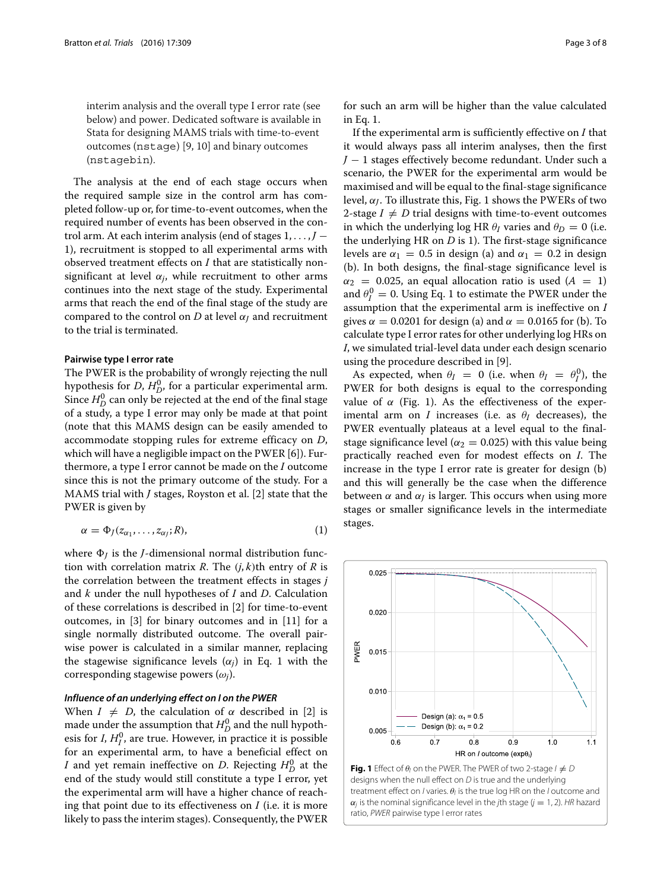interim analysis and the overall type I error rate (see below) and power. Dedicated software is available in Stata for designing MAMS trials with time-to-event outcomes (nstage) [9, 10] and binary outcomes (nstagebin).

The analysis at the end of each stage occurs when the required sample size in the control arm has completed follow-up or, for time-to-event outcomes, when the required number of events has been observed in the control arm. At each interim analysis (end of stages $1, \ldots, J-1$), recruitment is stopped to all experimental arms with observed treatment effects on $I$ that are statistically non-significant at level $\alpha_j$, while recruitment to other arms continues into the next stage of the study. Experimental arms that reach the end of the final stage of the study are compared to the control on $D$ at level $\alpha_J$ and recruitment to the trial is terminated.

#### Pairwise type I error rate

The PWER is the probability of wrongly rejecting the null hypothesis for $D$, $H_D^0$, for a particular experimental arm. Since $H_D^0$ can only be rejected at the end of the final stage of a study, a type I error may only be made at that point (note that this MAMS design can be easily amended to accommodate stopping rules for extreme efficacy on $D$, which will have a negligible impact on the PWER [6]). Furthermore, a type I error cannot be made on the $I$ outcome since this is not the primary outcome of the study. For a MAMS trial with $J$ stages, Royston et al. [2] state that the PWER is given by

$$\alpha = \Phi_J(z_{\alpha_1}, \ldots, z_{\alpha_J}; R), \tag{1}$$

where $\Phi_J$ is the $J$-dimensional normal distribution function with correlation matrix $R$. The $(j, k)$th entry of $R$ is the correlation between the treatment effects in stages $j$ and $k$ under the null hypotheses of $I$ and $D$. Calculation of these correlations is described in [2] for time-to-event outcomes, in [3] for binary outcomes and in [11] for a single normally distributed outcome. The overall pairwise power is calculated in a similar manner, replacing the stagewise significance levels ($\alpha_j$) in Eq. 1 with the corresponding stagewise powers ($\omega_j$).

##### *Influence of an underlying effect on I on the PWER*

When $I \neq D$, the calculation of $\alpha$ described in [2] is made under the assumption that $H_D^0$ and the null hypothesis for $I$, $H_I^0$, are true. However, in practice it is possible for an experimental arm, to have a beneficial effect on $I$ and yet remain ineffective on $D$. Rejecting $H_D^0$ at the end of the study would still constitute a type I error, yet the experimental arm will have a higher chance of reaching that point due to its effectiveness on $I$ (i.e. it is more likely to pass the interim stages). Consequently, the PWER for such an arm will be higher than the value calculated in Eq. 1.

If the experimental arm is sufficiently effective on $I$ that it would always pass all interim analyses, then the first $J-1$ stages effectively become redundant. Under such a scenario, the PWER for the experimental arm would be maximised and will be equal to the final-stage significance level, $\alpha_J$. To illustrate this, Fig. 1 shows the PWERs of two 2-stage $I \neq D$ trial designs with time-to-event outcomes in which the underlying log HR $\theta_I$ varies and $\theta_D = 0$ (i.e. the underlying HR on $D$ is 1). The first-stage significance levels are $\alpha_1 = 0.5$ in design (a) and $\alpha_1 = 0.2$ in design (b). In both designs, the final-stage significance level is $\alpha_2 = 0.025$, an equal allocation ratio is used ($A = 1$) and $\theta_I^0 = 0$. Using Eq. 1 to estimate the PWER under the assumption that the experimental arm is ineffective on $I$ gives $\alpha = 0.0201$ for design (a) and $\alpha = 0.0165$ for (b). To calculate type I error rates for other underlying log HRs on $I$, we simulated trial-level data under each design scenario using the procedure described in [9].

As expected, when $\theta_I = 0$ (i.e. when $\theta_I = \theta_I^0$), the PWER for both designs is equal to the corresponding value of $\alpha$ (Fig. 1). As the effectiveness of the experimental arm on $I$ increases (i.e. as $\theta_I$ decreases), the PWER eventually plateaus at a level equal to the final-stage significance level ($\alpha_2 = 0.025$) with this value being practically reached even for modest effects on $I$. The increase in the type I error rate is greater for design (b) and this will generally be the case when the difference between $\alpha$ and $\alpha_J$ is larger. This occurs when using more stages or smaller significance levels in the intermediate stages.

**Fig. 1** Effect of $\theta_I$ on the PWER. The PWER of two 2-stage $I \neq D$ designs when the null effect on $D$ is true and the underlying treatment effect on $I$ varies. $\theta_I$ is the true log HR on the $I$ outcome and $\alpha_j$ is the nominal significance level in the $j$th stage ($j = 1, 2$). *HR* hazard ratio, *PWER* pairwise type I error rates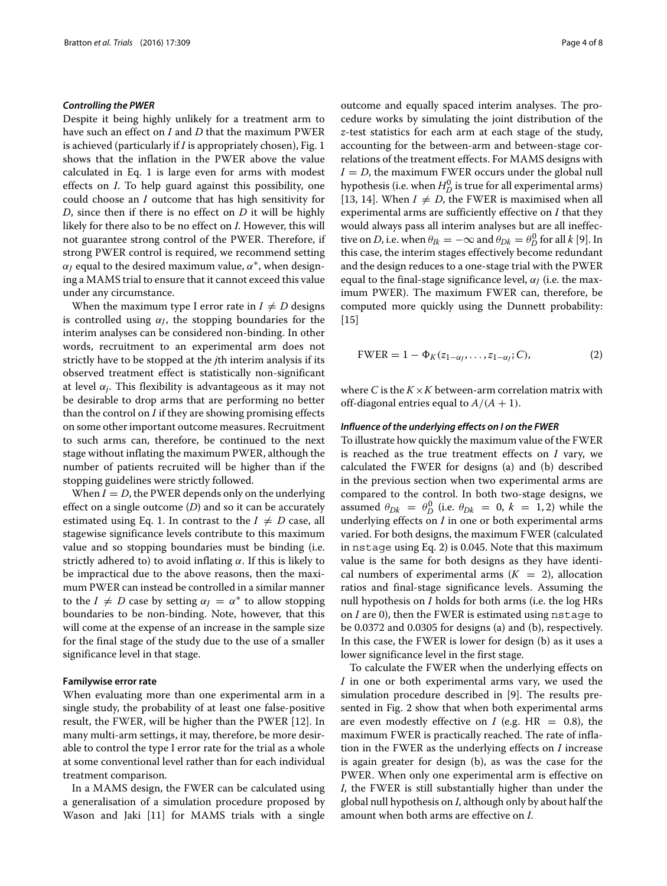### *Controlling the PWER*

Despite it being highly unlikely for a treatment arm to have such an effect on *I* and *D* that the maximum PWER is achieved (particularly if *I* is appropriately chosen), Fig. 1 shows that the inflation in the PWER above the value calculated in Eq. 1 is large even for arms with modest effects on *I*. To help guard against this possibility, one could choose an *I* outcome that has high sensitivity for *D*, since then if there is no effect on *D* it will be highly likely for there also to be no effect on *I*. However, this will not guarantee strong control of the PWER. Therefore, if strong PWER control is required, we recommend setting $\alpha_J$ equal to the desired maximum value, $\alpha^*$, when designing a MAMS trial to ensure that it cannot exceed this value under any circumstance.

When the maximum type I error rate in $I \neq D$ designs is controlled using $\alpha_J$, the stopping boundaries for the interim analyses can be considered non-binding. In other words, recruitment to an experimental arm does not strictly have to be stopped at the *j*th interim analysis if its observed treatment effect is statistically non-significant at level $\alpha_j$. This flexibility is advantageous as it may not be desirable to drop arms that are performing no better than the control on *I* if they are showing promising effects on some other important outcome measures. Recruitment to such arms can, therefore, be continued to the next stage without inflating the maximum PWER, although the number of patients recruited will be higher than if the stopping guidelines were strictly followed.

When $I = D$, the PWER depends only on the underlying effect on a single outcome (*D*) and so it can be accurately estimated using Eq. 1. In contrast to the $I \neq D$ case, all stagewise significance levels contribute to this maximum value and so stopping boundaries must be binding (i.e. strictly adhered to) to avoid inflating $\alpha$. If this is likely to be impractical due to the above reasons, then the maximum PWER can instead be controlled in a similar manner to the $I \neq D$ case by setting $\alpha_J = \alpha^*$ to allow stopping boundaries to be non-binding. Note, however, that this will come at the expense of an increase in the sample size for the final stage of the study due to the use of a smaller significance level in that stage.

## Familywise error rate

When evaluating more than one experimental arm in a single study, the probability of at least one false-positive result, the FWER, will be higher than the PWER [12]. In many multi-arm settings, it may, therefore, be more desirable to control the type I error rate for the trial as a whole at some conventional level rather than for each individual treatment comparison.

In a MAMS design, the FWER can be calculated using a generalisation of a simulation procedure proposed by Wason and Jaki [11] for MAMS trials with a single outcome and equally spaced interim analyses. The procedure works by simulating the joint distribution of the *z*-test statistics for each arm at each stage of the study, accounting for the between-arm and between-stage correlations of the treatment effects. For MAMS designs with $I = D$, the maximum FWER occurs under the global null hypothesis (i.e. when $H_D^0$ is true for all experimental arms) [13, 14]. When $I \neq D$, the FWER is maximised when all experimental arms are sufficiently effective on *I* that they would always pass all interim analyses but are all ineffective on *D*, i.e. when $\theta_{Ik} = -\infty$ and $\theta_{Dk} = \theta_D^0$ for all *k* [9]. In this case, the interim stages effectively become redundant and the design reduces to a one-stage trial with the PWER equal to the final-stage significance level, $\alpha_J$ (i.e. the maximum PWER). The maximum FWER can, therefore, be computed more quickly using the Dunnett probability: [15]

$$\text{FWER} = 1 - \Phi_K(z_{1-\alpha_J}, \ldots, z_{1-\alpha_J}; C), \tag{2}$$

where *C* is the $K \times K$ between-arm correlation matrix with off-diagonal entries equal to $A/(A+1)$.

### *Influence of the underlying effects on I on the FWER*

To illustrate how quickly the maximum value of the FWER is reached as the true treatment effects on *I* vary, we calculated the FWER for designs (a) and (b) described in the previous section when two experimental arms are compared to the control. In both two-stage designs, we assumed $\theta_{Dk} = \theta_D^0$ (i.e. $\theta_{Dk} = 0$, $k = 1, 2$) while the underlying effects on *I* in one or both experimental arms varied. For both designs, the maximum FWER (calculated in `nstage` using Eq. 2) is 0.045. Note that this maximum value is the same for both designs as they have identical numbers of experimental arms ($K = 2$), allocation ratios and final-stage significance levels. Assuming the null hypothesis on *I* holds for both arms (i.e. the log HRs on *I* are 0), then the FWER is estimated using `nstage` to be 0.0372 and 0.0305 for designs (a) and (b), respectively. In this case, the FWER is lower for design (b) as it uses a lower significance level in the first stage.

To calculate the FWER when the underlying effects on *I* in one or both experimental arms vary, we used the simulation procedure described in [9]. The results presented in Fig. 2 show that when both experimental arms are even modestly effective on *I* (e.g. HR = 0.8), the maximum FWER is practically reached. The rate of inflation in the FWER as the underlying effects on *I* increase is again greater for design (b), as was the case for the PWER. When only one experimental arm is effective on *I*, the FWER is still substantially higher than under the global null hypothesis on *I*, although only by about half the amount when both arms are effective on *I*.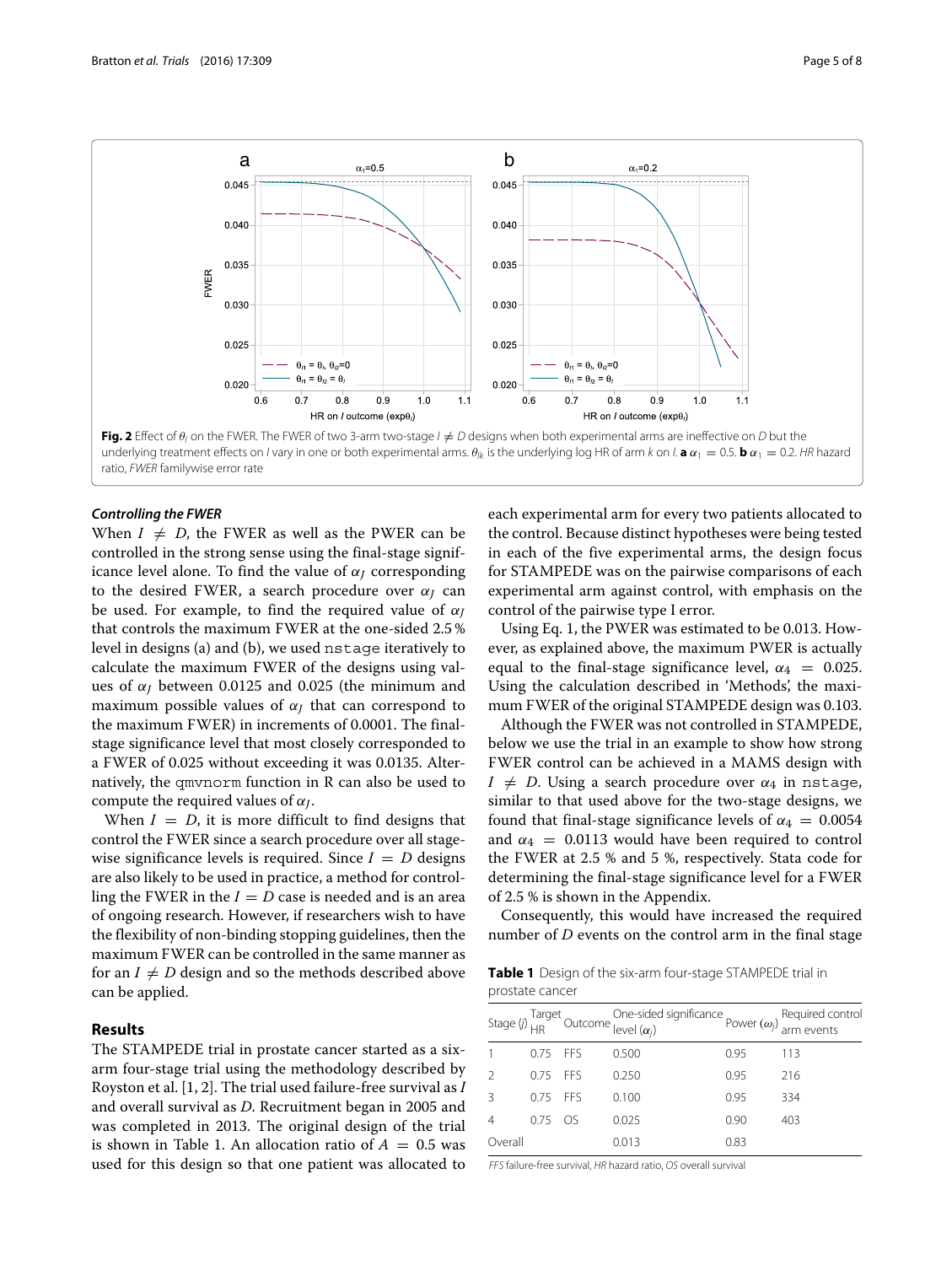**Fig. 2** Effect of $\theta_I$ on the FWER. The FWER of two 3-arm two-stage $I \neq D$ designs when both experimental arms are ineffective on $D$ but the underlying treatment effects on $I$ vary in one or both experimental arms. $\theta_{Ik}$ is the underlying log HR of arm $k$ on $I$. **a** $\alpha_1 = 0.5$. **b** $\alpha_1 = 0.2$. *HR* hazard ratio, *FWER* familywise error rate

### *Controlling the FWER*

When $I \neq D$, the FWER as well as the PWER can be controlled in the strong sense using the final-stage significance level alone. To find the value of $\alpha_J$ corresponding to the desired FWER, a search procedure over $\alpha_J$ can be used. For example, to find the required value of $\alpha_J$ that controls the maximum FWER at the one-sided 2.5 % level in designs (a) and (b), we used nstage iteratively to calculate the maximum FWER of the designs using values of $\alpha_J$ between 0.0125 and 0.025 (the minimum and maximum possible values of $\alpha_J$ that can correspond to the maximum FWER) in increments of 0.0001. The final-stage significance level that most closely corresponded to a FWER of 0.025 without exceeding it was 0.0135. Alternatively, the qmvnorm function in R can also be used to compute the required values of $\alpha_J$.

When $I = D$, it is more difficult to find designs that control the FWER since a search procedure over all stage-wise significance levels is required. Since $I = D$ designs are also likely to be used in practice, a method for controlling the FWER in the $I = D$ case is needed and is an area of ongoing research. However, if researchers wish to have the flexibility of non-binding stopping guidelines, then the maximum FWER can be controlled in the same manner as for an $I \neq D$ design and so the methods described above can be applied.

## Results

The STAMPEDE trial in prostate cancer started as a six-arm four-stage trial using the methodology described by Royston et al. [1, 2]. The trial used failure-free survival as $I$ and overall survival as $D$. Recruitment began in 2005 and was completed in 2013. The original design of the trial is shown in Table 1. An allocation ratio of $A = 0.5$ was used for this design so that one patient was allocated to each experimental arm for every two patients allocated to the control. Because distinct hypotheses were being tested in each of the five experimental arms, the design focus for STAMPEDE was on the pairwise comparisons of each experimental arm against control, with emphasis on the control of the pairwise type I error.

Using Eq. 1, the PWER was estimated to be 0.013. However, as explained above, the maximum PWER is actually equal to the final-stage significance level, $\alpha_4 = 0.025$. Using the calculation described in 'Methods', the maximum FWER of the original STAMPEDE design was 0.103.

Although the FWER was not controlled in STAMPEDE, below we use the trial in an example to show how strong FWER control can be achieved in a MAMS design with $I \neq D$. Using a search procedure over $\alpha_4$ in nstage, similar to that used above for the two-stage designs, we found that final-stage significance levels of $\alpha_4 = 0.0054$ and $\alpha_4 = 0.0113$ would have been required to control the FWER at 2.5 % and 5 %, respectively. Stata code for determining the final-stage significance level for a FWER of 2.5 % is shown in the Appendix.

Consequently, this would have increased the required number of $D$ events on the control arm in the final stage

**Table 1** Design of the six-arm four-stage STAMPEDE trial in prostate cancer

| Stage ($j$) | Target HR | Outcome | One-sided significance level ($\alpha_j$) | Power ($\omega_j$) | Required control arm events |
|---|---|---|---|---|---|
| 1 | 0.75 | FFS | 0.500 | 0.95 | 113 |
| 2 | 0.75 | FFS | 0.250 | 0.95 | 216 |
| 3 | 0.75 | FFS | 0.100 | 0.95 | 334 |
| 4 | 0.75 | OS | 0.025 | 0.90 | 403 |
| Overall | | | 0.013 | 0.83 | |

*FFS* failure-free survival, *HR* hazard ratio, *OS* overall survival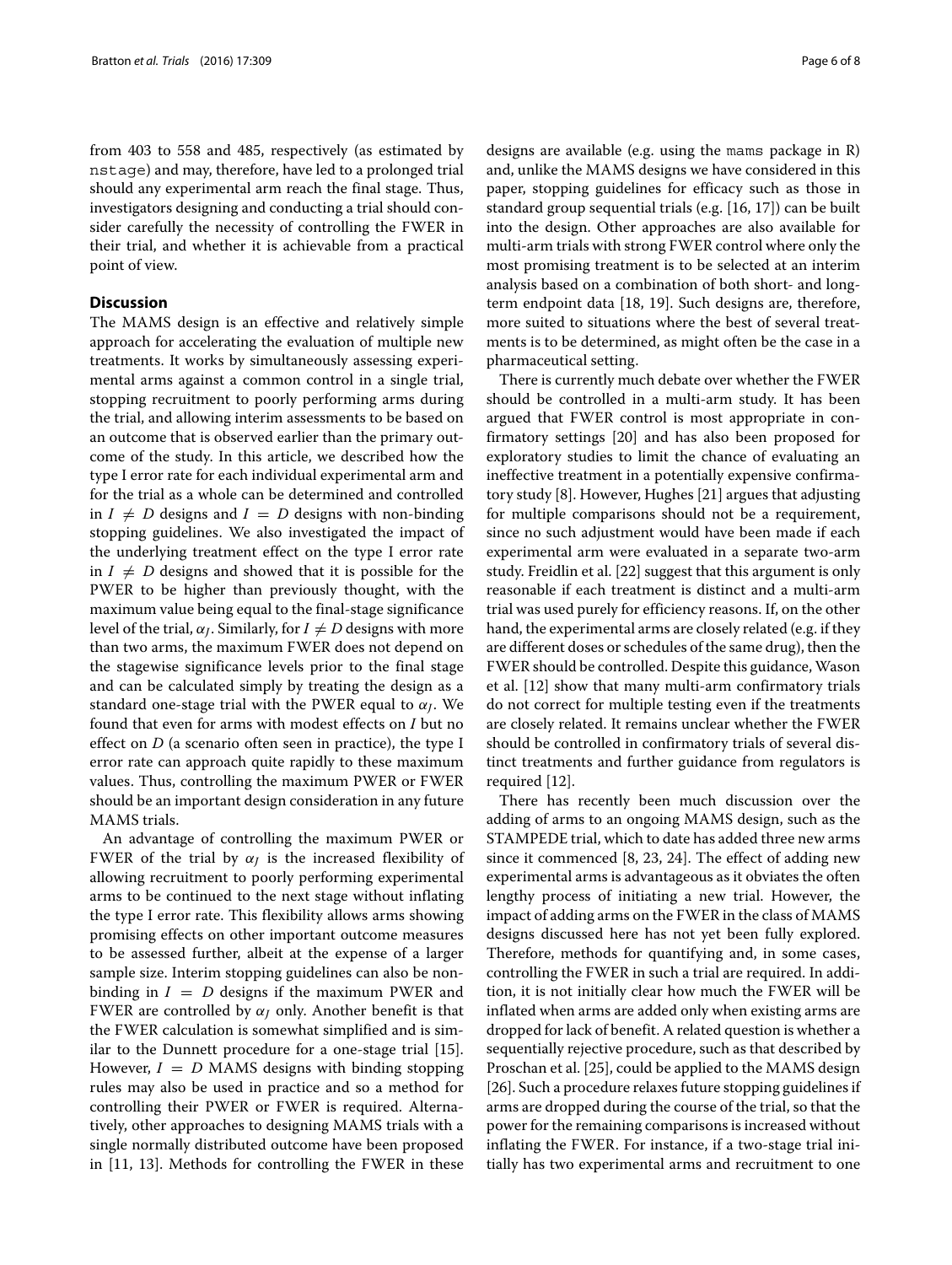from 403 to 558 and 485, respectively (as estimated by `nstage`) and may, therefore, have led to a prolonged trial should any experimental arm reach the final stage. Thus, investigators designing and conducting a trial should consider carefully the necessity of controlling the FWER in their trial, and whether it is achievable from a practical point of view.

## Discussion

The MAMS design is an effective and relatively simple approach for accelerating the evaluation of multiple new treatments. It works by simultaneously assessing experimental arms against a common control in a single trial, stopping recruitment to poorly performing arms during the trial, and allowing interim assessments to be based on an outcome that is observed earlier than the primary outcome of the study. In this article, we described how the type I error rate for each individual experimental arm and for the trial as a whole can be determined and controlled in $I \neq D$ designs and $I = D$ designs with non-binding stopping guidelines. We also investigated the impact of the underlying treatment effect on the type I error rate in $I \neq D$ designs and showed that it is possible for the PWER to be higher than previously thought, with the maximum value being equal to the final-stage significance level of the trial, $\alpha_J$. Similarly, for $I \neq D$ designs with more than two arms, the maximum FWER does not depend on the stagewise significance levels prior to the final stage and can be calculated simply by treating the design as a standard one-stage trial with the PWER equal to $\alpha_J$. We found that even for arms with modest effects on $I$ but no effect on $D$ (a scenario often seen in practice), the type I error rate can approach quite rapidly to these maximum values. Thus, controlling the maximum PWER or FWER should be an important design consideration in any future MAMS trials.

An advantage of controlling the maximum PWER or FWER of the trial by $\alpha_J$ is the increased flexibility of allowing recruitment to poorly performing experimental arms to be continued to the next stage without inflating the type I error rate. This flexibility allows arms showing promising effects on other important outcome measures to be assessed further, albeit at the expense of a larger sample size. Interim stopping guidelines can also be non-binding in $I = D$ designs if the maximum PWER and FWER are controlled by $\alpha_J$ only. Another benefit is that the FWER calculation is somewhat simplified and is similar to the Dunnett procedure for a one-stage trial [15]. However, $I = D$ MAMS designs with binding stopping rules may also be used in practice and so a method for controlling their PWER or FWER is required. Alternatively, other approaches to designing MAMS trials with a single normally distributed outcome have been proposed in [11, 13]. Methods for controlling the FWER in these designs are available (e.g. using the `mams` package in R) and, unlike the MAMS designs we have considered in this paper, stopping guidelines for efficacy such as those in standard group sequential trials (e.g. [16, 17]) can be built into the design. Other approaches are also available for multi-arm trials with strong FWER control where only the most promising treatment is to be selected at an interim analysis based on a combination of both short- and long-term endpoint data [18, 19]. Such designs are, therefore, more suited to situations where the best of several treatments is to be determined, as might often be the case in a pharmaceutical setting.

There is currently much debate over whether the FWER should be controlled in a multi-arm study. It has been argued that FWER control is most appropriate in confirmatory settings [20] and has also been proposed for exploratory studies to limit the chance of evaluating an ineffective treatment in a potentially expensive confirmatory study [8]. However, Hughes [21] argues that adjusting for multiple comparisons should not be a requirement, since no such adjustment would have been made if each experimental arm were evaluated in a separate two-arm study. Freidlin et al. [22] suggest that this argument is only reasonable if each treatment is distinct and a multi-arm trial was used purely for efficiency reasons. If, on the other hand, the experimental arms are closely related (e.g. if they are different doses or schedules of the same drug), then the FWER should be controlled. Despite this guidance, Wason et al. [12] show that many multi-arm confirmatory trials do not correct for multiple testing even if the treatments are closely related. It remains unclear whether the FWER should be controlled in confirmatory trials of several distinct treatments and further guidance from regulators is required [12].

There has recently been much discussion over the adding of arms to an ongoing MAMS design, such as the STAMPEDE trial, which to date has added three new arms since it commenced [8, 23, 24]. The effect of adding new experimental arms is advantageous as it obviates the often lengthy process of initiating a new trial. However, the impact of adding arms on the FWER in the class of MAMS designs discussed here has not yet been fully explored. Therefore, methods for quantifying and, in some cases, controlling the FWER in such a trial are required. In addition, it is not initially clear how much the FWER will be inflated when arms are added only when existing arms are dropped for lack of benefit. A related question is whether a sequentially rejective procedure, such as that described by Proschan et al. [25], could be applied to the MAMS design [26]. Such a procedure relaxes future stopping guidelines if arms are dropped during the course of the trial, so that the power for the remaining comparisons is increased without inflating the FWER. For instance, if a two-stage trial initially has two experimental arms and recruitment to one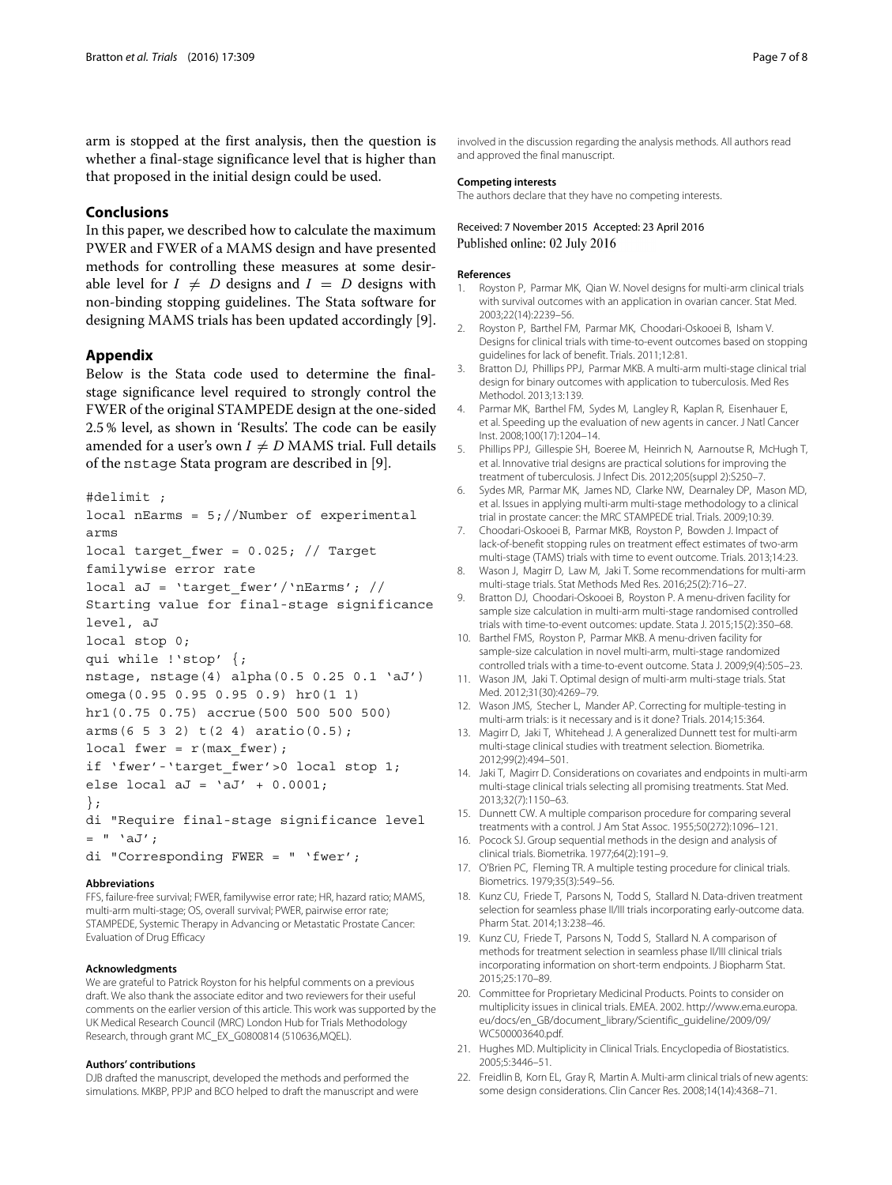arm is stopped at the first analysis, then the question is whether a final-stage significance level that is higher than that proposed in the initial design could be used.

## Conclusions

In this paper, we described how to calculate the maximum PWER and FWER of a MAMS design and have presented methods for controlling these measures at some desirable level for $I \neq D$ designs and $I = D$ designs with non-binding stopping guidelines. The Stata software for designing MAMS trials has been updated accordingly [9].

## Appendix

Below is the Stata code used to determine the final-stage significance level required to strongly control the FWER of the original STAMPEDE design at the one-sided 2.5 % level, as shown in 'Results'. The code can be easily amended for a user's own $I \neq D$ MAMS trial. Full details of the `nstage` Stata program are described in [9].

```
#delimit ;
local nEarms = 5;//Number of experimental arms
local target_fwer = 0.025; // Target familywise error rate
local aJ = `target_fwer'/`nEarms'; // Starting value for final-stage significance level, aJ
local stop 0;
qui while !`stop' {;
nstage, nstage(4) alpha(0.5 0.25 0.1 `aJ') omega(0.95 0.95 0.95 0.9) hr0(1 1) hr1(0.75 0.75) accrue(500 500 500 500) arms(6 5 3 2) t(2 4) aratio(0.5);
local fwer = r(max_fwer);
if `fwer'-`target_fwer'>0 local stop 1;
else local aJ = `aJ' + 0.0001;
};
di "Require final-stage significance level = " `aJ';
di "Corresponding FWER = " `fwer';
```

#### Abbreviations

FFS, failure-free survival; FWER, familywise error rate; HR, hazard ratio; MAMS, multi-arm multi-stage; OS, overall survival; PWER, pairwise error rate; STAMPEDE, Systemic Therapy in Advancing or Metastatic Prostate Cancer: Evaluation of Drug Efficacy

#### Acknowledgments

We are grateful to Patrick Royston for his helpful comments on a previous draft. We also thank the associate editor and two reviewers for their useful comments on the earlier version of this article. This work was supported by the UK Medical Research Council (MRC) London Hub for Trials Methodology Research, through grant MC_EX_G0800814 (510636,MQEL).

#### Authors' contributions

DJB drafted the manuscript, developed the methods and performed the simulations. MKBP, PPJP and BCO helped to draft the manuscript and were involved in the discussion regarding the analysis methods. All authors read and approved the final manuscript.

#### Competing interests

The authors declare that they have no competing interests.

Received: 7 November 2015 Accepted: 23 April 2016
Published online: 02 July 2016

#### References

1. Royston P, Parmar MK, Qian W. Novel designs for multi-arm clinical trials with survival outcomes with an application in ovarian cancer. Stat Med. 2003;22(14):2239–56.
2. Royston P, Barthel FM, Parmar MK, Choodari-Oskooei B, Isham V. Designs for clinical trials with time-to-event outcomes based on stopping guidelines for lack of benefit. Trials. 2011;12:81.
3. Bratton DJ, Phillips PPJ, Parmar MKB. A multi-arm multi-stage clinical trial design for binary outcomes with application to tuberculosis. Med Res Methodol. 2013;13:139.
4. Parmar MK, Barthel FM, Sydes M, Langley R, Kaplan R, Eisenhauer E, et al. Speeding up the evaluation of new agents in cancer. J Natl Cancer Inst. 2008;100(17):1204–14.
5. Phillips PPJ, Gillespie SH, Boeree M, Heinrich N, Aarnoutse R, McHugh T, et al. Innovative trial designs are practical solutions for improving the treatment of tuberculosis. J Infect Dis. 2012;205(suppl 2):S250–7.
6. Sydes MR, Parmar MK, James ND, Clarke NW, Dearnaley DP, Mason MD, et al. Issues in applying multi-arm multi-stage methodology to a clinical trial in prostate cancer: the MRC STAMPEDE trial. Trials. 2009;10:39.
7. Choodari-Oskooei B, Parmar MKB, Royston P, Bowden J. Impact of lack-of-benefit stopping rules on treatment effect estimates of two-arm multi-stage (TAMS) trials with time to event outcome. Trials. 2013;14:23.
8. Wason J, Magirr D, Law M, Jaki T. Some recommendations for multi-arm multi-stage trials. Stat Methods Med Res. 2016;25(2):716–27.
9. Bratton DJ, Choodari-Oskooei B, Royston P. A menu-driven facility for sample size calculation in multi-arm multi-stage randomised controlled trials with time-to-event outcomes: update. Stata J. 2015;15(2):350–68.
10. Barthel FMS, Royston P, Parmar MKB. A menu-driven facility for sample-size calculation in novel multi-arm, multi-stage randomized controlled trials with a time-to-event outcome. Stata J. 2009;9(4):505–23.
11. Wason JM, Jaki T. Optimal design of multi-arm multi-stage trials. Stat Med. 2012;31(30):4269–79.
12. Wason JMS, Stecher L, Mander AP. Correcting for multiple-testing in multi-arm trials: is it necessary and is it done? Trials. 2014;15:364.
13. Magirr D, Jaki T, Whitehead J. A generalized Dunnett test for multi-arm multi-stage clinical studies with treatment selection. Biometrika. 2012;99(2):494–501.
14. Jaki T, Magirr D. Considerations on covariates and endpoints in multi-arm multi-stage clinical trials selecting all promising treatments. Stat Med. 2013;32(7):1150–63.
15. Dunnett CW. A multiple comparison procedure for comparing several treatments with a control. J Am Stat Assoc. 1955;50(272):1096–121.
16. Pocock SJ. Group sequential methods in the design and analysis of clinical trials. Biometrika. 1977;64(2):191–9.
17. O'Brien PC, Fleming TR. A multiple testing procedure for clinical trials. Biometrics. 1979;35(3):549–56.
18. Kunz CU, Friede T, Parsons N, Todd S, Stallard N. Data-driven treatment selection for seamless phase II/III trials incorporating early-outcome data. Pharm Stat. 2014;13:238–46.
19. Kunz CU, Friede T, Parsons N, Todd S, Stallard N. A comparison of methods for treatment selection in seamless phase II/III clinical trials incorporating information on short-term endpoints. J Biopharm Stat. 2015;25:170–89.
20. Committee for Proprietary Medicinal Products. Points to consider on multiplicity issues in clinical trials. EMEA. 2002. http://www.ema.europa.eu/docs/en_GB/document_library/Scientific_guideline/2009/09/WC500003640.pdf.
21. Hughes MD. Multiplicity in Clinical Trials. Encyclopedia of Biostatistics. 2005;5:3446–51.
22. Freidlin B, Korn EL, Gray R, Martin A. Multi-arm clinical trials of new agents: some design considerations. Clin Cancer Res. 2008;14(14):4368–71.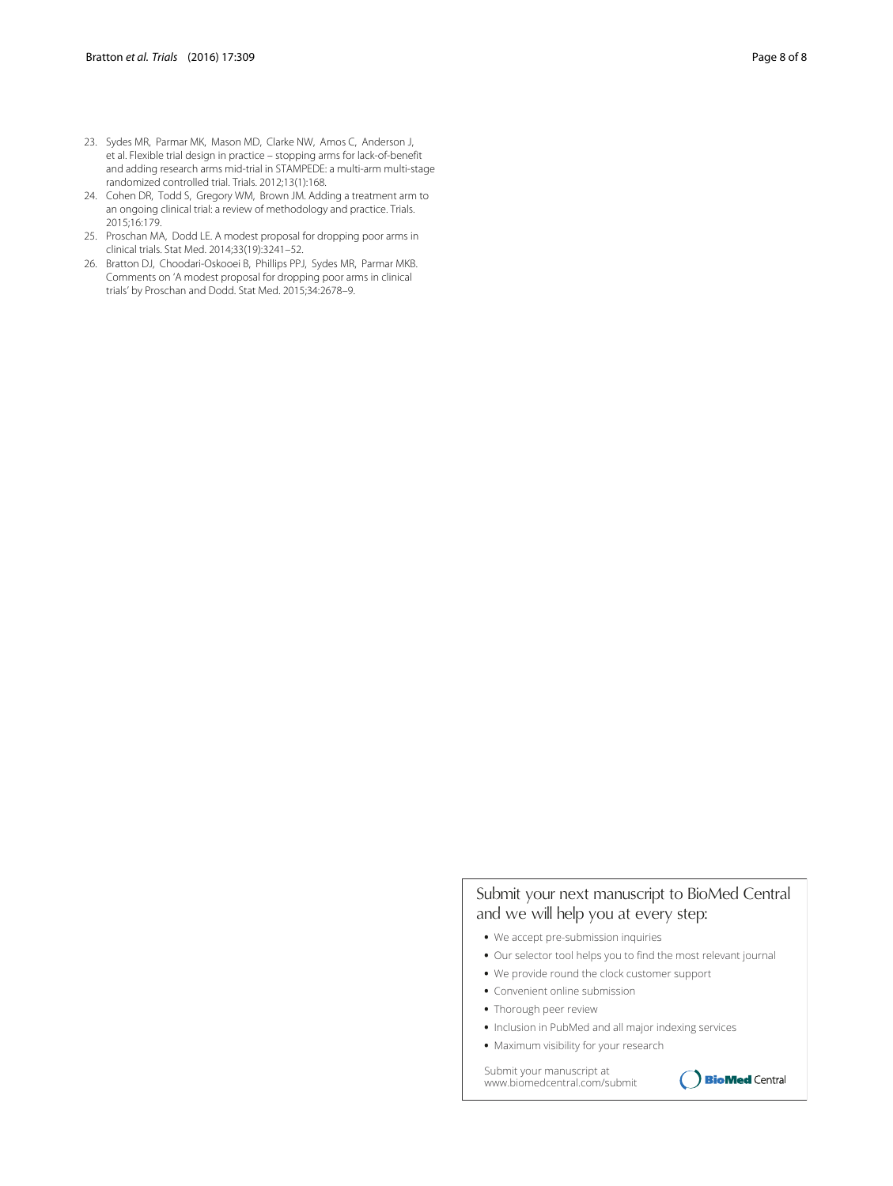23. Sydes MR, Parmar MK, Mason MD, Clarke NW, Amos C, Anderson J, et al. Flexible trial design in practice – stopping arms for lack-of-benefit and adding research arms mid-trial in STAMPEDE: a multi-arm multi-stage randomized controlled trial. Trials. 2012;13(1):168.
24. Cohen DR, Todd S, Gregory WM, Brown JM. Adding a treatment arm to an ongoing clinical trial: a review of methodology and practice. Trials. 2015;16:179.
25. Proschan MA, Dodd LE. A modest proposal for dropping poor arms in clinical trials. Stat Med. 2014;33(19):3241–52.
26. Bratton DJ, Choodari-Oskooei B, Phillips PPJ, Sydes MR, Parmar MKB. Comments on 'A modest proposal for dropping poor arms in clinical trials' by Proschan and Dodd. Stat Med. 2015;34:2678–9.

Submit your next manuscript to BioMed Central and we will help you at every step:

- We accept pre-submission inquiries
- Our selector tool helps you to find the most relevant journal
- We provide round the clock customer support
- Convenient online submission
- Thorough peer review
- Inclusion in PubMed and all major indexing services
- Maximum visibility for your research

Submit your manuscript at www.biomedcentral.com/submit

BioMed Central